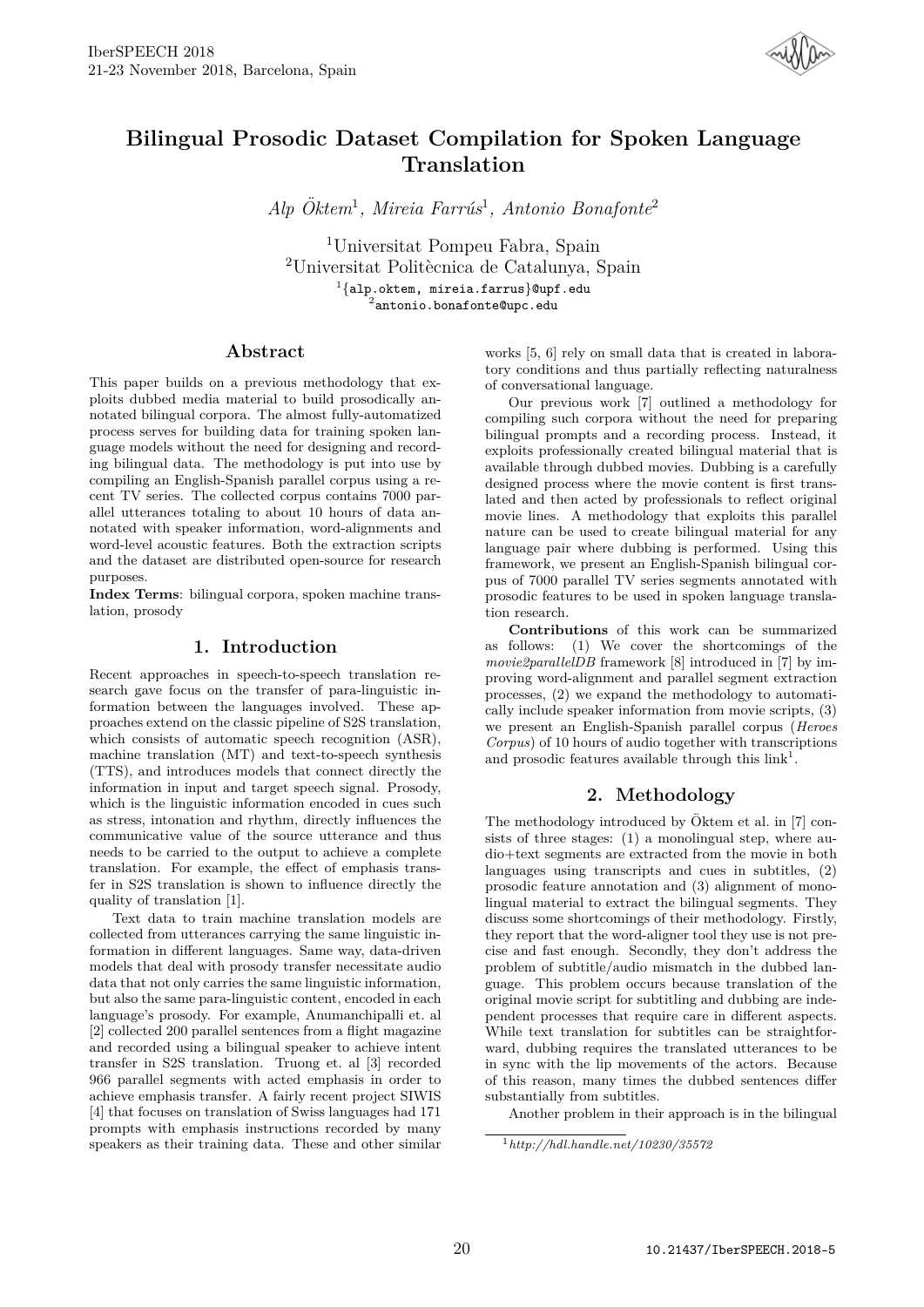# Bilingual Prosodic Dataset Compilation for Spoken Language Translation

*Alp Öktem*[1], *Mireia Farrús*[1], *Antonio Bonafonte*[2]

[1]Universitat Pompeu Fabra, Spain
[2]Universitat Politècnica de Catalunya, Spain
[1]{alp.oktem, mireia.farrus}@upf.edu
[2]antonio.bonafonte@upc.edu

## Abstract

This paper builds on a previous methodology that exploits dubbed media material to build prosodically annotated bilingual corpora. The almost fully-automatized process serves for building data for training spoken language models without the need for designing and recording bilingual data. The methodology is put into use by compiling an English-Spanish parallel corpus using a recent TV series. The collected corpus contains 7000 parallel utterances totaling to about 10 hours of data annotated with speaker information, word-alignments and word-level acoustic features. Both the extraction scripts and the dataset are distributed open-source for research purposes.

**Index Terms**: bilingual corpora, spoken machine translation, prosody

## 1. Introduction

Recent approaches in speech-to-speech translation research gave focus on the transfer of para-linguistic information between the languages involved. These approaches extend on the classic pipeline of S2S translation, which consists of automatic speech recognition (ASR), machine translation (MT) and text-to-speech synthesis (TTS), and introduces models that connect directly the information in input and target speech signal. Prosody, which is the linguistic information encoded in cues such as stress, intonation and rhythm, directly influences the communicative value of the source utterance and thus needs to be carried to the output to achieve a complete translation. For example, the effect of emphasis transfer in S2S translation is shown to influence directly the quality of translation [1].

Text data to train machine translation models are collected from utterances carrying the same linguistic information in different languages. Same way, data-driven models that deal with prosody transfer necessitate audio data that not only carries the same linguistic information, but also the same para-linguistic content, encoded in each language's prosody. For example, Anumanchipalli et. al [2] collected 200 parallel sentences from a flight magazine and recorded using a bilingual speaker to achieve intent transfer in S2S translation. Truong et. al [3] recorded 966 parallel segments with acted emphasis in order to achieve emphasis transfer. A fairly recent project SIWIS [4] that focuses on translation of Swiss languages had 171 prompts with emphasis instructions recorded by many speakers as their training data. These and other similar works [5, 6] rely on small data that is created in laboratory conditions and thus partially reflecting naturalness of conversational language.

Our previous work [7] outlined a methodology for compiling such corpora without the need for preparing bilingual prompts and a recording process. Instead, it exploits professionally created bilingual material that is available through dubbed movies. Dubbing is a carefully designed process where the movie content is first translated and then acted by professionals to reflect original movie lines. A methodology that exploits this parallel nature can be used to create bilingual material for any language pair where dubbing is performed. Using this framework, we present an English-Spanish bilingual corpus of 7000 parallel TV series segments annotated with prosodic features to be used in spoken language translation research.

**Contributions** of this work can be summarized as follows: (1) We cover the shortcomings of the *movie2parallelDB* framework [8] introduced in [7] by improving word-alignment and parallel segment extraction processes, (2) we expand the methodology to automatically include speaker information from movie scripts, (3) we present an English-Spanish parallel corpus (*Heroes Corpus*) of 10 hours of audio together with transcriptions and prosodic features available through this link[1].

## 2. Methodology

The methodology introduced by Öktem et al. in [7] consists of three stages: (1) a monolingual step, where audio+text segments are extracted from the movie in both languages using transcripts and cues in subtitles, (2) prosodic feature annotation and (3) alignment of monolingual material to extract the bilingual segments. They discuss some shortcomings of their methodology. Firstly, they report that the word-aligner tool they use is not precise and fast enough. Secondly, they don't address the problem of subtitle/audio mismatch in the dubbed language. This problem occurs because translation of the original movie script for subtitling and dubbing are independent processes that require care in different aspects. While text translation for subtitles can be straightforward, dubbing requires the translated utterances to be in sync with the lip movements of the actors. Because of this reason, many times the dubbed sentences differ substantially from subtitles.

Another problem in their approach is in the bilingual

[1] *http://hdl.handle.net/10230/35572*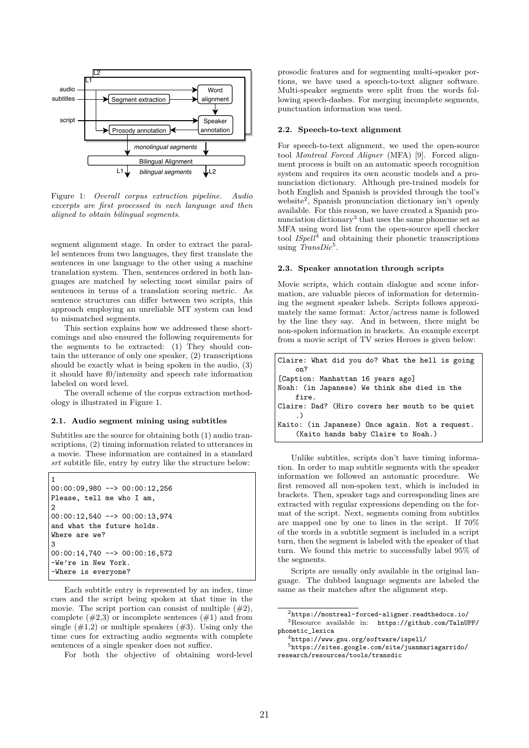Figure 1: *Overall corpus extraction pipeline. Audio excerpts are first processed in each language and then aligned to obtain bilingual segments.*

segment alignment stage. In order to extract the parallel sentences from two languages, they first translate the sentences in one language to the other using a machine translation system. Then, sentences ordered in both languages are matched by selecting most similar pairs of sentences in terms of a translation scoring metric. As sentence structures can differ between two scripts, this approach employing an unreliable MT system can lead to mismatched segments.

This section explains how we addressed these shortcomings and also ensured the following requirements for the segments to be extracted: (1) They should contain the utterance of only one speaker, (2) transcriptions should be exactly what is being spoken in the audio, (3) it should have f0/intensity and speech rate information labeled on word level.

The overall scheme of the corpus extraction methodology is illustrated in Figure 1.

### 2.1. Audio segment mining using subtitles

Subtitles are the source for obtaining both (1) audio transcriptions, (2) timing information related to utterances in a movie. These information are contained in a standard *srt* subtitle file, entry by entry like the structure below:

```
1
00:00:09,980 --> 00:00:12,256
Please, tell me who I am,
2
00:00:12,540 --> 00:00:13,974
and what the future holds.
Where are we?
3
00:00:14,740 --> 00:00:16,572
-We're in New York.
-Where is everyone?
```

Each subtitle entry is represented by an index, time cues and the script being spoken at that time in the movie. The script portion can consist of multiple (#2), complete (#2,3) or incomplete sentences (#1) and from single (#1,2) or multiple speakers (#3). Using only the time cues for extracting audio segments with complete sentences of a single speaker does not suffice.

For both the objective of obtaining word-level prosodic features and for segmenting multi-speaker portions, we have used a speech-to-text aligner software. Multi-speaker segments were split from the words following speech-dashes. For merging incomplete segments, punctuation information was used.

### 2.2. Speech-to-text alignment

For speech-to-text alignment, we used the open-source tool *Montreal Forced Aligner* (MFA) [9]. Forced alignment process is built on an automatic speech recognition system and requires its own acoustic models and a pronunciation dictionary. Although pre-trained models for both English and Spanish is provided through the tool's website[2], Spanish pronunciation dictionary isn't openly available. For this reason, we have created a Spanish pronunciation dictionary[3] that uses the same phoneme set as MFA using word list from the open-source spell checker tool *ISpell*[4] and obtaining their phonetic transcriptions using *TransDic*[5].

### 2.3. Speaker annotation through scripts

Movie scripts, which contain dialogue and scene information, are valuable pieces of information for determining the segment speaker labels. Scripts follows approximately the same format: Actor/actress name is followed by the line they say. And in between, there might be non-spoken information in brackets. An example excerpt from a movie script of TV series Heroes is given below:

```
Claire: What did you do? What the hell is going
    on?
[Caption: Manhattan 16 years ago]
Noah: (in Japanese) We think she died in the
    fire.
Claire: Dad? (Hiro covers her mouth to be quiet
    .)
Kaito: (in Japanese) Once again. Not a request.
    (Kaito hands baby Claire to Noah.)
```

Unlike subtitles, scripts don't have timing information. In order to map subtitle segments with the speaker information we followed an automatic procedure. We first removed all non-spoken text, which is included in brackets. Then, speaker tags and corresponding lines are extracted with regular expressions depending on the format of the script. Next, segments coming from subtitles are mapped one by one to lines in the script. If 70% of the words in a subtitle segment is included in a script turn, then the segment is labeled with the speaker of that turn. We found this metric to successfully label 95% of the segments.

Scripts are usually only available in the original language. The dubbed language segments are labeled the same as their matches after the alignment step.

[2] https://montreal-forced-aligner.readthedocs.io/

[3] Resource available in: https://github.com/TalnUPF/phonetic_lexica

[4] https://www.gnu.org/software/ispell/

[5] https://sites.google.com/site/juanmariagarrido/research/resources/tools/transdic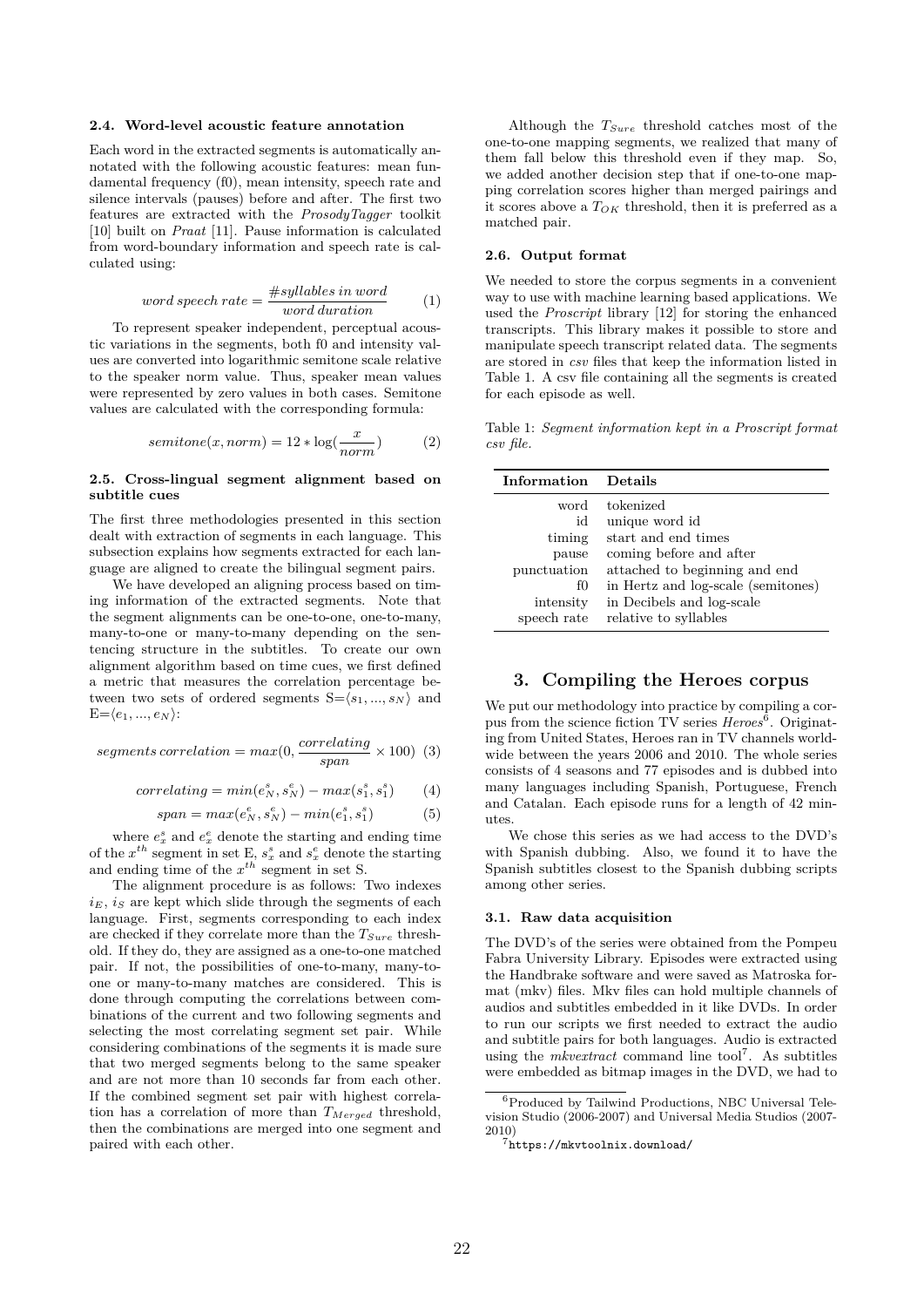### 2.4. Word-level acoustic feature annotation

Each word in the extracted segments is automatically annotated with the following acoustic features: mean fundamental frequency (f0), mean intensity, speech rate and silence intervals (pauses) before and after. The first two features are extracted with the *ProsodyTagger* toolkit [10] built on *Praat* [11]. Pause information is calculated from word-boundary information and speech rate is calculated using:

$$word\, speech\, rate = \frac{\#syllables\, in\, word}{word\, duration} \quad (1)$$

To represent speaker independent, perceptual acoustic variations in the segments, both f0 and intensity values are converted into logarithmic semitone scale relative to the speaker norm value. Thus, speaker mean values were represented by zero values in both cases. Semitone values are calculated with the corresponding formula:

$$semitone(x, norm) = 12 * \log(\frac{x}{norm}) \quad (2)$$

### 2.5. Cross-lingual segment alignment based on subtitle cues

The first three methodologies presented in this section dealt with extraction of segments in each language. This subsection explains how segments extracted for each language are aligned to create the bilingual segment pairs.

We have developed an aligning process based on timing information of the extracted segments. Note that the segment alignments can be one-to-one, one-to-many, many-to-one or many-to-many depending on the sentencing structure in the subtitles. To create our own alignment algorithm based on time cues, we first defined a metric that measures the correlation percentage between two sets of ordered segments S=$\langle s_1, ..., s_N \rangle$ and E=$\langle e_1, ..., e_N \rangle$:

$$segments\, correlation = max(0, \frac{correlating}{span} \times 100) \quad (3)$$

$$correlating = min(e_N^e, s_N^e) - max(s_1^s, s_1^s) \quad (4)$$

$$span = max(e_N^e, s_N^e) - min(e_1^s, s_1^s) \quad (5)$$

where $e_x^s$ and $e_x^e$ denote the starting and ending time of the $x^{th}$ segment in set E, $s_x^s$ and $s_x^e$ denote the starting and ending time of the $x^{th}$ segment in set S.

The alignment procedure is as follows: Two indexes $i_E$, $i_S$ are kept which slide through the segments of each language. First, segments corresponding to each index are checked if they correlate more than the $T_{Sure}$ threshold. If they do, they are assigned as a one-to-one matched pair. If not, the possibilities of one-to-many, many-to-one or many-to-many matches are considered. This is done through computing the correlations between combinations of the current and two following segments and selecting the most correlating segment set pair. While considering combinations of the segments it is made sure that two merged segments belong to the same speaker and are not more than 10 seconds far from each other. If the combined segment set pair with highest correlation has a correlation of more than $T_{Merged}$ threshold, then the combinations are merged into one segment and paired with each other.

Although the $T_{Sure}$ threshold catches most of the one-to-one mapping segments, we realized that many of them fall below this threshold even if they map. So, we added another decision step that if one-to-one mapping correlation scores higher than merged pairings and it scores above a $T_{OK}$ threshold, then it is preferred as a matched pair.

### 2.6. Output format

We needed to store the corpus segments in a convenient way to use with machine learning based applications. We used the *Proscript* library [12] for storing the enhanced transcripts. This library makes it possible to store and manipulate speech transcript related data. The segments are stored in *csv* files that keep the information listed in Table 1. A csv file containing all the segments is created for each episode as well.

Table 1: *Segment information kept in a Proscript format csv file.*

| Information | Details |
|---|---|
| word | tokenized |
| id | unique word id |
| timing | start and end times |
| pause | coming before and after |
| punctuation | attached to beginning and end |
| f0 | in Hertz and log-scale (semitones) |
| intensity | in Decibels and log-scale |
| speech rate | relative to syllables |

## 3. Compiling the Heroes corpus

We put our methodology into practice by compiling a corpus from the science fiction TV series *Heroes*[6]. Originating from United States, Heroes ran in TV channels worldwide between the years 2006 and 2010. The whole series consists of 4 seasons and 77 episodes and is dubbed into many languages including Spanish, Portuguese, French and Catalan. Each episode runs for a length of 42 minutes.

We chose this series as we had access to the DVD's with Spanish dubbing. Also, we found it to have the Spanish subtitles closest to the Spanish dubbing scripts among other series.

### 3.1. Raw data acquisition

The DVD's of the series were obtained from the Pompeu Fabra University Library. Episodes were extracted using the Handbrake software and were saved as Matroska format (mkv) files. Mkv files can hold multiple channels of audios and subtitles embedded in it like DVDs. In order to run our scripts we first needed to extract the audio and subtitle pairs for both languages. Audio is extracted using the *mkvextract* command line tool[7]. As subtitles were embedded as bitmap images in the DVD, we had to

[6] Produced by Tailwind Productions, NBC Universal Television Studio (2006-2007) and Universal Media Studios (2007-2010)

[7] https://mkvtoolnix.download/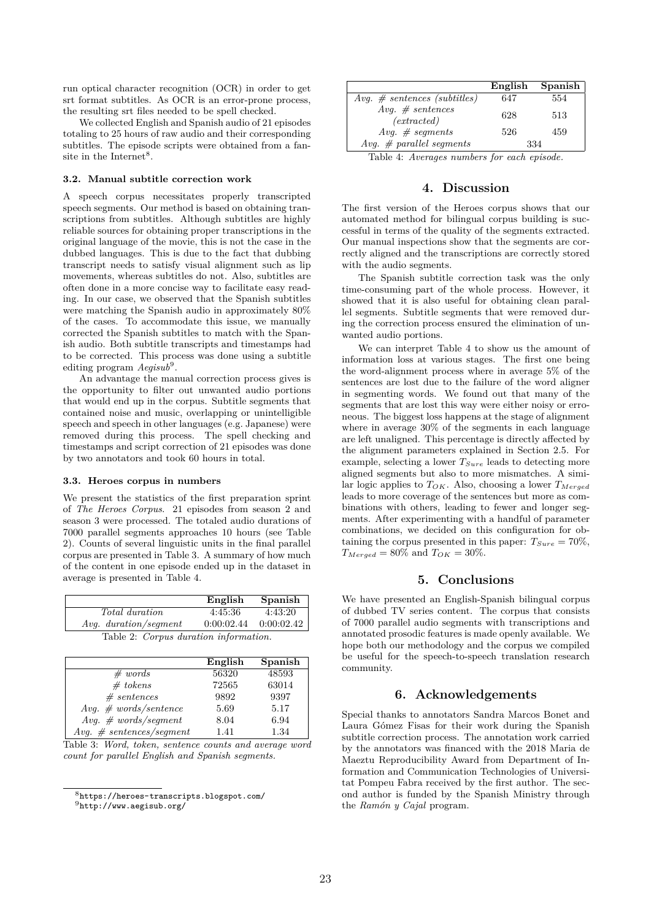run optical character recognition (OCR) in order to get srt format subtitles. As OCR is an error-prone process, the resulting srt files needed to be spell checked.

We collected English and Spanish audio of 21 episodes totaling to 25 hours of raw audio and their corresponding subtitles. The episode scripts were obtained from a fansite in the Internet[8].

### 3.2. Manual subtitle correction work

A speech corpus necessitates properly transcripted speech segments. Our method is based on obtaining transcriptions from subtitles. Although subtitles are highly reliable sources for obtaining proper transcriptions in the original language of the movie, this is not the case in the dubbed languages. This is due to the fact that dubbing transcript needs to satisfy visual alignment such as lip movements, whereas subtitles do not. Also, subtitles are often done in a more concise way to facilitate easy reading. In our case, we observed that the Spanish subtitles were matching the Spanish audio in approximately 80% of the cases. To accommodate this issue, we manually corrected the Spanish subtitles to match with the Spanish audio. Both subtitle transcripts and timestamps had to be corrected. This process was done using a subtitle editing program *Aegisub*[9].

An advantage the manual correction process gives is the opportunity to filter out unwanted audio portions that would end up in the corpus. Subtitle segments that contained noise and music, overlapping or unintelligible speech and speech in other languages (e.g. Japanese) were removed during this process. The spell checking and timestamps and script correction of 21 episodes was done by two annotators and took 60 hours in total.

### 3.3. Heroes corpus in numbers

We present the statistics of the first preparation sprint of *The Heroes Corpus*. 21 episodes from season 2 and season 3 were processed. The totaled audio durations of 7000 parallel segments approaches 10 hours (see Table 2). Counts of several linguistic units in the final parallel corpus are presented in Table 3. A summary of how much of the content in one episode ended up in the dataset in average is presented in Table 4.

| | English | Spanish |
|---|---|---|
| *Total duration* | 4:45:36 | 4:43:20 |
| *Avg. duration/segment* | 0:00:02.44 | 0:00:02.42 |

Table 2: *Corpus duration information.*

| | English | Spanish |
|---|---|---|
| *# words* | 56320 | 48593 |
| *# tokens* | 72565 | 63014 |
| *# sentences* | 9892 | 9397 |
| *Avg. # words/sentence* | 5.69 | 5.17 |
| *Avg. # words/segment* | 8.04 | 6.94 |
| *Avg. # sentences/segment* | 1.41 | 1.34 |

Table 3: *Word, token, sentence counts and average word count for parallel English and Spanish segments.*

| | English | Spanish |
|---|---|---|
| *Avg. # sentences (subtitles)* | 647 | 554 |
| *Avg. # sentences (extracted)* | 628 | 513 |
| *Avg. # segments* | 526 | 459 |
| *Avg. # parallel segments* | 334 | |

Table 4: *Averages numbers for each episode.*

## 4. Discussion

The first version of the Heroes corpus shows that our automated method for bilingual corpus building is successful in terms of the quality of the segments extracted. Our manual inspections show that the segments are correctly aligned and the transcriptions are correctly stored with the audio segments.

The Spanish subtitle correction task was the only time-consuming part of the whole process. However, it showed that it is also useful for obtaining clean parallel segments. Subtitle segments that were removed during the correction process ensured the elimination of unwanted audio portions.

We can interpret Table 4 to show us the amount of information loss at various stages. The first one being the word-alignment process where in average 5% of the sentences are lost due to the failure of the word aligner in segmenting words. We found out that many of the segments that are lost this way were either noisy or erroneous. The biggest loss happens at the stage of alignment where in average 30% of the segments in each language are left unaligned. This percentage is directly affected by the alignment parameters explained in Section 2.5. For example, selecting a lower $T_{Sure}$ leads to detecting more aligned segments but also to more mismatches. A similar logic applies to $T_{OK}$. Also, choosing a lower $T_{Merged}$ leads to more coverage of the sentences but more as combinations with others, leading to fewer and longer segments. After experimenting with a handful of parameter combinations, we decided on this configuration for obtaining the corpus presented in this paper: $T_{Sure} = 70\%$, $T_{Merged} = 80\%$ and $T_{OK} = 30\%$.

## 5. Conclusions

We have presented an English-Spanish bilingual corpus of dubbed TV series content. The corpus that consists of 7000 parallel audio segments with transcriptions and annotated prosodic features is made openly available. We hope both our methodology and the corpus we compiled be useful for the speech-to-speech translation research community.

## 6. Acknowledgements

Special thanks to annotators Sandra Marcos Bonet and Laura Gómez Fisas for their work during the Spanish subtitle correction process. The annotation work carried by the annotators was financed with the 2018 Maria de Maeztu Reproducibility Award from Department of Information and Communication Technologies of Universitat Pompeu Fabra received by the first author. The second author is funded by the Spanish Ministry through the *Ramón y Cajal* program.

[8] https://heroes-transcripts.blogspot.com/

[9] http://www.aegisub.org/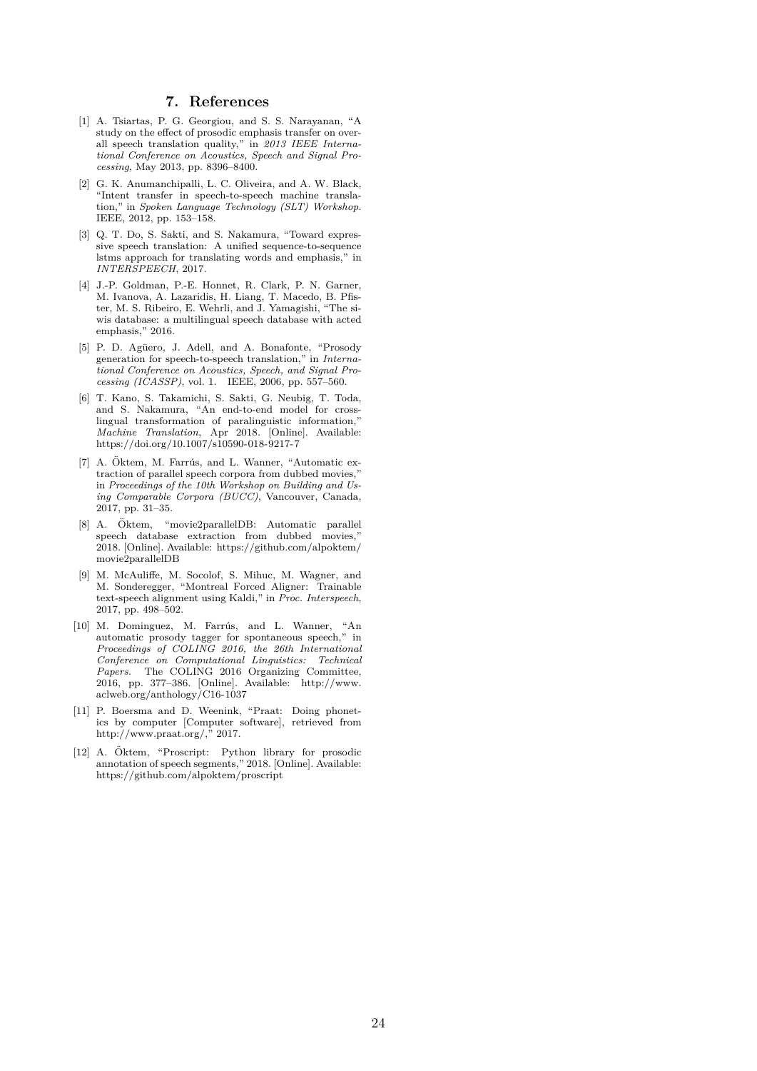## 7. References

[1] A. Tsiartas, P. G. Georgiou, and S. S. Narayanan, "A study on the effect of prosodic emphasis transfer on overall speech translation quality," in *2013 IEEE International Conference on Acoustics, Speech and Signal Processing*, May 2013, pp. 8396–8400.

[2] G. K. Anumanchipalli, L. C. Oliveira, and A. W. Black, "Intent transfer in speech-to-speech machine translation," in *Spoken Language Technology (SLT) Workshop*. IEEE, 2012, pp. 153–158.

[3] Q. T. Do, S. Sakti, and S. Nakamura, "Toward expressive speech translation: A unified sequence-to-sequence lstms approach for translating words and emphasis," in *INTERSPEECH*, 2017.

[4] J.-P. Goldman, P.-E. Honnet, R. Clark, P. N. Garner, M. Ivanova, A. Lazaridis, H. Liang, T. Macedo, B. Pfister, M. S. Ribeiro, E. Wehrli, and J. Yamagishi, "The siwis database: a multilingual speech database with acted emphasis," 2016.

[5] P. D. Agüero, J. Adell, and A. Bonafonte, "Prosody generation for speech-to-speech translation," in *International Conference on Acoustics, Speech, and Signal Processing (ICASSP)*, vol. 1. IEEE, 2006, pp. 557–560.

[6] T. Kano, S. Takamichi, S. Sakti, G. Neubig, T. Toda, and S. Nakamura, "An end-to-end model for cross-lingual transformation of paralinguistic information," *Machine Translation*, Apr 2018. [Online]. Available: https://doi.org/10.1007/s10590-018-9217-7

[7] A. Öktem, M. Farrús, and L. Wanner, "Automatic extraction of parallel speech corpora from dubbed movies," in *Proceedings of the 10th Workshop on Building and Using Comparable Corpora (BUCC)*, Vancouver, Canada, 2017, pp. 31–35.

[8] A. Öktem, "movie2parallelDB: Automatic parallel speech database extraction from dubbed movies," 2018. [Online]. Available: https://github.com/alpoktem/movie2parallelDB

[9] M. McAuliffe, M. Socolof, S. Mihuc, M. Wagner, and M. Sonderegger, "Montreal Forced Aligner: Trainable text-speech alignment using Kaldi," in *Proc. Interspeech*, 2017, pp. 498–502.

[10] M. Dominguez, M. Farrús, and L. Wanner, "An automatic prosody tagger for spontaneous speech," in *Proceedings of COLING 2016, the 26th International Conference on Computational Linguistics: Technical Papers*. The COLING 2016 Organizing Committee, 2016, pp. 377–386. [Online]. Available: http://www.aclweb.org/anthology/C16-1037

[11] P. Boersma and D. Weenink, "Praat: Doing phonetics by computer [Computer software], retrieved from http://www.praat.org/," 2017.

[12] A. Öktem, "Proscript: Python library for prosodic annotation of speech segments," 2018. [Online]. Available: https://github.com/alpoktem/proscript